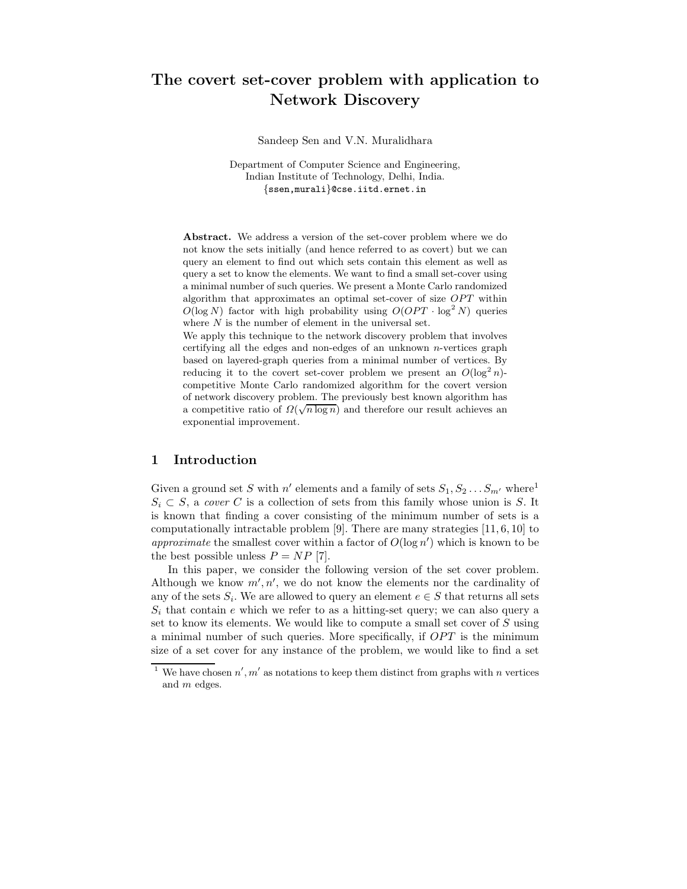# The covert set-cover problem with application to Network Discovery

Sandeep Sen and V.N. Muralidhara

Department of Computer Science and Engineering,
Indian Institute of Technology, Delhi, India.
{ssen,murali}@cse.iitd.ernet.in

**Abstract.** We address a version of the set-cover problem where we do not know the sets initially (and hence referred to as covert) but we can query an element to find out which sets contain this element as well as query a set to know the elements. We want to find a small set-cover using a minimal number of such queries. We present a Monte Carlo randomized algorithm that approximates an optimal set-cover of size $OPT$ within $O(\log N)$ factor with high probability using $O(OPT \cdot \log^2 N)$ queries where $N$ is the number of element in the universal set.
We apply this technique to the network discovery problem that involves certifying all the edges and non-edges of an unknown $n$-vertices graph based on layered-graph queries from a minimal number of vertices. By reducing it to the covert set-cover problem we present an $O(\log^2 n)$-competitive Monte Carlo randomized algorithm for the covert version of network discovery problem. The previously best known algorithm has a competitive ratio of $\Omega(\sqrt{n \log n})$ and therefore our result achieves an exponential improvement.

## 1 Introduction

Given a ground set $S$ with $n'$ elements and a family of sets $S_1, S_2 \ldots S_{m'}$ where[1] $S_i \subset S$, a *cover* $C$ is a collection of sets from this family whose union is $S$. It is known that finding a cover consisting of the minimum number of sets is a computationally intractable problem [9]. There are many strategies [11, 6, 10] to *approximate* the smallest cover within a factor of $O(\log n')$ which is known to be the best possible unless $P = NP$ [7].

In this paper, we consider the following version of the set cover problem. Although we know $m', n'$, we do not know the elements nor the cardinality of any of the sets $S_i$. We are allowed to query an element $e \in S$ that returns all sets $S_i$ that contain $e$ which we refer to as a hitting-set query; we can also query a set to know its elements. We would like to compute a small set cover of $S$ using a minimal number of such queries. More specifically, if $OPT$ is the minimum size of a set cover for any instance of the problem, we would like to find a set

[1] We have chosen $n', m'$ as notations to keep them distinct from graphs with $n$ vertices and $m$ edges.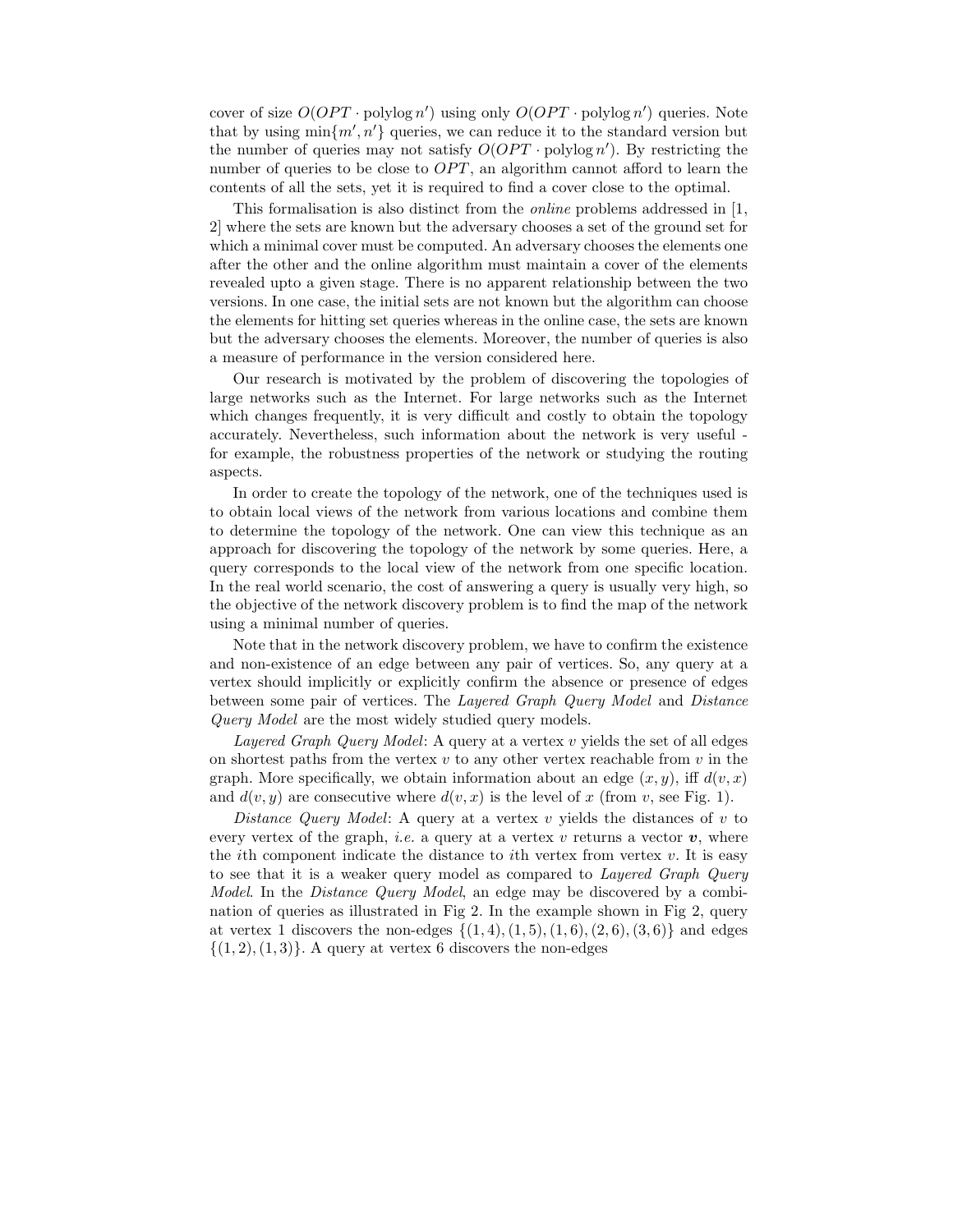cover of size $O(OPT \cdot \text{polylog}\, n')$ using only $O(OPT \cdot \text{polylog}\, n')$ queries. Note that by using $\min\{m', n'\}$ queries, we can reduce it to the standard version but the number of queries may not satisfy $O(OPT \cdot \text{polylog}\, n')$. By restricting the number of queries to be close to $OPT$, an algorithm cannot afford to learn the contents of all the sets, yet it is required to find a cover close to the optimal.

This formalisation is also distinct from the *online* problems addressed in [1, 2] where the sets are known but the adversary chooses a set of the ground set for which a minimal cover must be computed. An adversary chooses the elements one after the other and the online algorithm must maintain a cover of the elements revealed upto a given stage. There is no apparent relationship between the two versions. In one case, the initial sets are not known but the algorithm can choose the elements for hitting set queries whereas in the online case, the sets are known but the adversary chooses the elements. Moreover, the number of queries is also a measure of performance in the version considered here.

Our research is motivated by the problem of discovering the topologies of large networks such as the Internet. For large networks such as the Internet which changes frequently, it is very difficult and costly to obtain the topology accurately. Nevertheless, such information about the network is very useful - for example, the robustness properties of the network or studying the routing aspects.

In order to create the topology of the network, one of the techniques used is to obtain local views of the network from various locations and combine them to determine the topology of the network. One can view this technique as an approach for discovering the topology of the network by some queries. Here, a query corresponds to the local view of the network from one specific location. In the real world scenario, the cost of answering a query is usually very high, so the objective of the network discovery problem is to find the map of the network using a minimal number of queries.

Note that in the network discovery problem, we have to confirm the existence and non-existence of an edge between any pair of vertices. So, any query at a vertex should implicitly or explicitly confirm the absence or presence of edges between some pair of vertices. The *Layered Graph Query Model* and *Distance Query Model* are the most widely studied query models.

*Layered Graph Query Model*: A query at a vertex $v$ yields the set of all edges on shortest paths from the vertex $v$ to any other vertex reachable from $v$ in the graph. More specifically, we obtain information about an edge $(x, y)$, iff $d(v, x)$ and $d(v, y)$ are consecutive where $d(v, x)$ is the level of $x$ (from $v$, see Fig. 1).

*Distance Query Model*: A query at a vertex $v$ yields the distances of $v$ to every vertex of the graph, *i.e.* a query at a vertex $v$ returns a vector $\boldsymbol{v}$, where the $i$th component indicate the distance to $i$th vertex from vertex $v$. It is easy to see that it is a weaker query model as compared to *Layered Graph Query Model*. In the *Distance Query Model*, an edge may be discovered by a combination of queries as illustrated in Fig 2. In the example shown in Fig 2, query at vertex 1 discovers the non-edges $\{(1, 4), (1, 5), (1, 6), (2, 6), (3, 6)\}$ and edges $\{(1, 2), (1, 3)\}$. A query at vertex 6 discovers the non-edges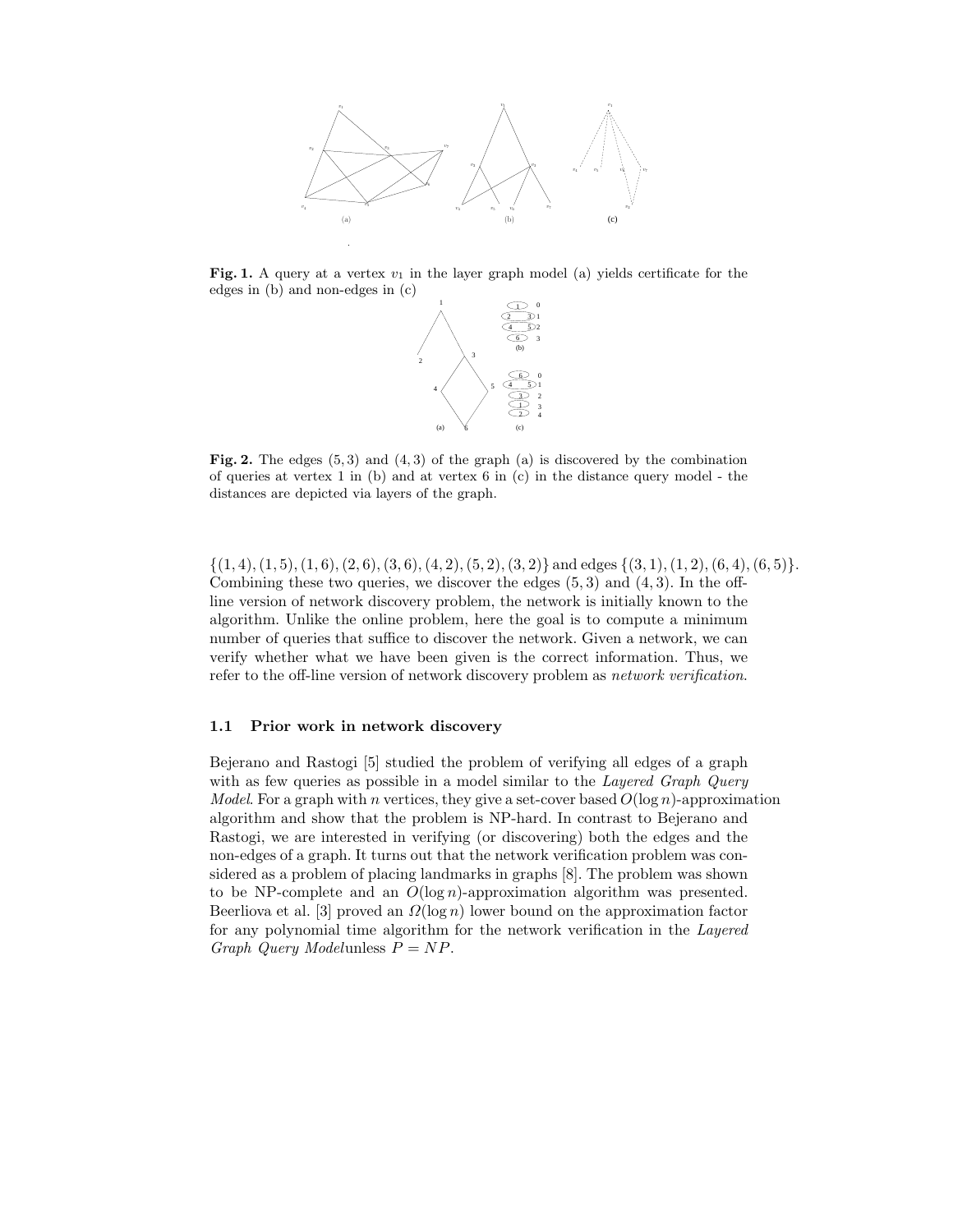**Fig. 1.** A query at a vertex $v_1$ in the layer graph model (a) yields certificate for the edges in (b) and non-edges in (c)

**Fig. 2.** The edges $(5, 3)$ and $(4, 3)$ of the graph (a) is discovered by the combination of queries at vertex 1 in (b) and at vertex 6 in (c) in the distance query model - the distances are depicted via layers of the graph.

$\{(1, 4), (1, 5), (1, 6), (2, 6), (3, 6), (4, 2), (5, 2), (3, 2)\}$ and edges $\{(3, 1), (1, 2), (6, 4), (6, 5)\}$. Combining these two queries, we discover the edges $(5, 3)$ and $(4, 3)$. In the off-line version of network discovery problem, the network is initially known to the algorithm. Unlike the online problem, here the goal is to compute a minimum number of queries that suffice to discover the network. Given a network, we can verify whether what we have been given is the correct information. Thus, we refer to the off-line version of network discovery problem as *network verification*.

### 1.1 Prior work in network discovery

Bejerano and Rastogi [5] studied the problem of verifying all edges of a graph with as few queries as possible in a model similar to the *Layered Graph Query Model*. For a graph with $n$ vertices, they give a set-cover based $O(\log n)$-approximation algorithm and show that the problem is NP-hard. In contrast to Bejerano and Rastogi, we are interested in verifying (or discovering) both the edges and the non-edges of a graph. It turns out that the network verification problem was considered as a problem of placing landmarks in graphs [8]. The problem was shown to be NP-complete and an $O(\log n)$-approximation algorithm was presented. Beerliova et al. [3] proved an $\Omega(\log n)$ lower bound on the approximation factor for any polynomial time algorithm for the network verification in the *Layered Graph Query Model*unless $P = NP$.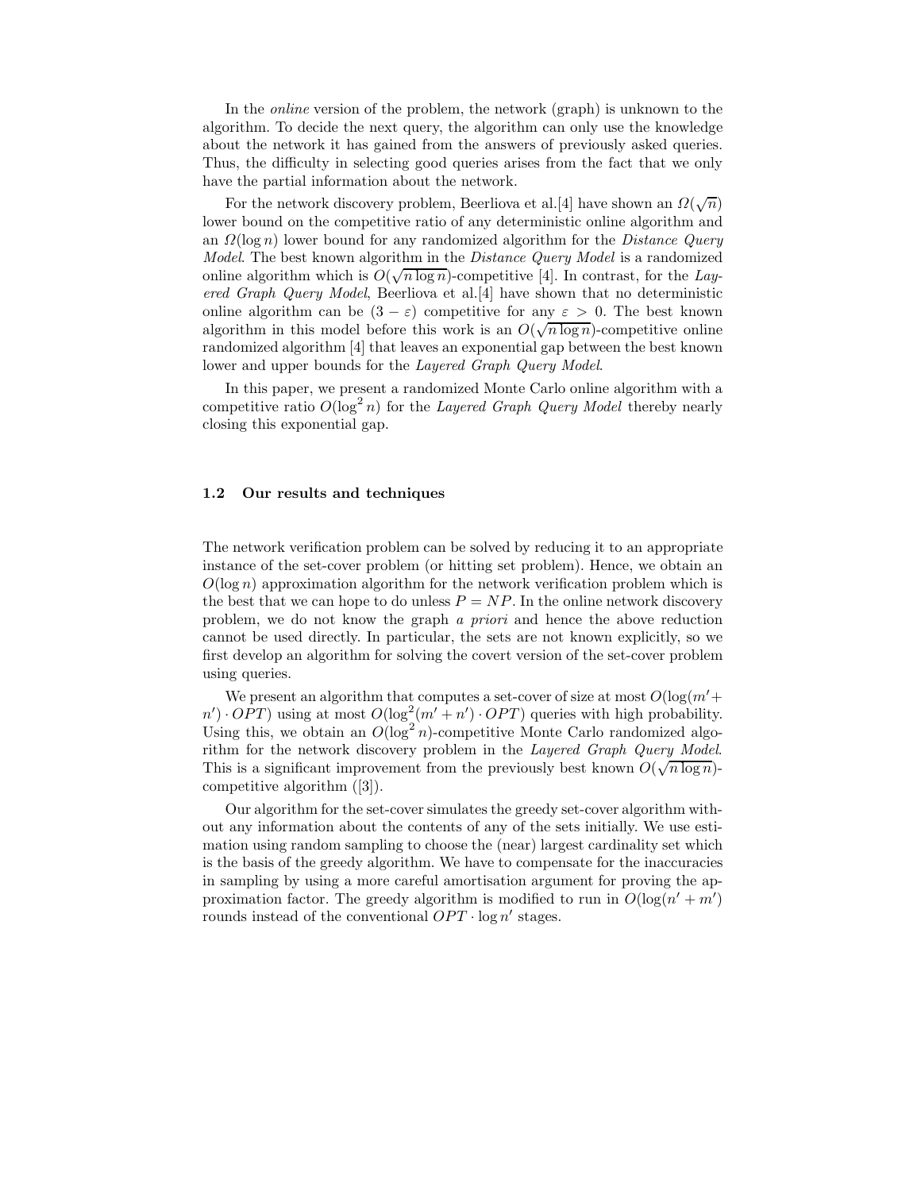In the *online* version of the problem, the network (graph) is unknown to the algorithm. To decide the next query, the algorithm can only use the knowledge about the network it has gained from the answers of previously asked queries. Thus, the difficulty in selecting good queries arises from the fact that we only have the partial information about the network.

For the network discovery problem, Beerliova et al.[4] have shown an $\Omega(\sqrt{n})$ lower bound on the competitive ratio of any deterministic online algorithm and an $\Omega(\log n)$ lower bound for any randomized algorithm for the *Distance Query Model*. The best known algorithm in the *Distance Query Model* is a randomized online algorithm which is $O(\sqrt{n \log n})$-competitive [4]. In contrast, for the *Layered Graph Query Model*, Beerliova et al.[4] have shown that no deterministic online algorithm can be $(3 - \varepsilon)$ competitive for any $\varepsilon > 0$. The best known algorithm in this model before this work is an $O(\sqrt{n \log n})$-competitive online randomized algorithm [4] that leaves an exponential gap between the best known lower and upper bounds for the *Layered Graph Query Model*.

In this paper, we present a randomized Monte Carlo online algorithm with a competitive ratio $O(\log^2 n)$ for the *Layered Graph Query Model* thereby nearly closing this exponential gap.

### 1.2 Our results and techniques

The network verification problem can be solved by reducing it to an appropriate instance of the set-cover problem (or hitting set problem). Hence, we obtain an $O(\log n)$ approximation algorithm for the network verification problem which is the best that we can hope to do unless $P = NP$. In the online network discovery problem, we do not know the graph *a priori* and hence the above reduction cannot be used directly. In particular, the sets are not known explicitly, so we first develop an algorithm for solving the covert version of the set-cover problem using queries.

We present an algorithm that computes a set-cover of size at most $O(\log(m' + n') \cdot OPT)$ using at most $O(\log^2(m' + n') \cdot OPT)$ queries with high probability. Using this, we obtain an $O(\log^2 n)$-competitive Monte Carlo randomized algorithm for the network discovery problem in the *Layered Graph Query Model*. This is a significant improvement from the previously best known $O(\sqrt{n \log n})$-competitive algorithm ([3]).

Our algorithm for the set-cover simulates the greedy set-cover algorithm without any information about the contents of any of the sets initially. We use estimation using random sampling to choose the (near) largest cardinality set which is the basis of the greedy algorithm. We have to compensate for the inaccuracies in sampling by using a more careful amortisation argument for proving the approximation factor. The greedy algorithm is modified to run in $O(\log(n' + m')$ rounds instead of the conventional $OPT \cdot \log n'$ stages.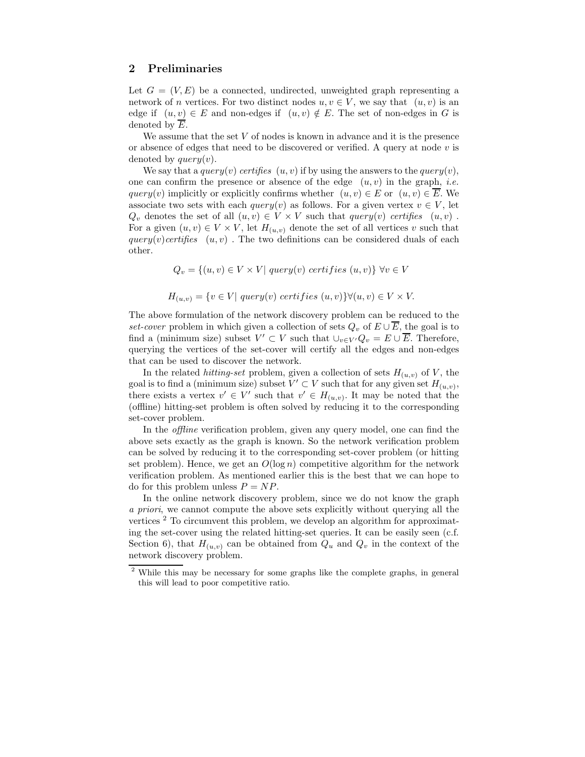## 2 Preliminaries

Let $G = (V, E)$ be a connected, undirected, unweighted graph representing a network of $n$ vertices. For two distinct nodes $u, v \in V$, we say that $(u, v)$ is an edge if $(u, v) \in E$ and non-edges if $(u, v) \notin E$. The set of non-edges in $G$ is denoted by $\overline{E}$.

We assume that the set $V$ of nodes is known in advance and it is the presence or absence of edges that need to be discovered or verified. A query at node $v$ is denoted by $query(v)$.

We say that a $query(v)$ *certifies* $(u, v)$ if by using the answers to the $query(v)$, one can confirm the presence or absence of the edge $(u, v)$ in the graph, *i.e.* $query(v)$ implicitly or explicitly confirms whether $(u, v) \in E$ or $(u, v) \in \overline{E}$. We associate two sets with each $query(v)$ as follows. For a given vertex $v \in V$, let $Q_v$ denotes the set of all $(u, v) \in V \times V$ such that $query(v)$ *certifies* $(u, v)$. For a given $(u, v) \in V \times V$, let $H_{(u,v)}$ denote the set of all vertices $v$ such that $query(v)$ *certifies* $(u, v)$. The two definitions can be considered duals of each other.

$$Q_v = \{(u, v) \in V \times V | \; query(v) \; certifies \; (u, v)\} \; \forall v \in V$$

$$H_{(u,v)} = \{v \in V | \; query(v) \; certifies \; (u, v)\} \forall (u, v) \in V \times V.$$

The above formulation of the network discovery problem can be reduced to the *set-cover* problem in which given a collection of sets $Q_v$ of $E \cup \overline{E}$, the goal is to find a (minimum size) subset $V' \subset V$ such that $\cup_{v \in V'} Q_v = E \cup \overline{E}$. Therefore, querying the vertices of the set-cover will certify all the edges and non-edges that can be used to discover the network.

In the related *hitting-set* problem, given a collection of sets $H_{(u,v)}$ of $V$, the goal is to find a (minimum size) subset $V' \subset V$ such that for any given set $H_{(u,v)}$, there exists a vertex $v' \in V'$ such that $v' \in H_{(u,v)}$. It may be noted that the (offline) hitting-set problem is often solved by reducing it to the corresponding set-cover problem.

In the *offline* verification problem, given any query model, one can find the above sets exactly as the graph is known. So the network verification problem can be solved by reducing it to the corresponding set-cover problem (or hitting set problem). Hence, we get an $O(\log n)$ competitive algorithm for the network verification problem. As mentioned earlier this is the best that we can hope to do for this problem unless $P = NP$.

In the online network discovery problem, since we do not know the graph *a priori*, we cannot compute the above sets explicitly without querying all the vertices [2] To circumvent this problem, we develop an algorithm for approximating the set-cover using the related hitting-set queries. It can be easily seen (c.f. Section 6), that $H_{(u,v)}$ can be obtained from $Q_u$ and $Q_v$ in the context of the network discovery problem.

[2] While this may be necessary for some graphs like the complete graphs, in general this will lead to poor competitive ratio.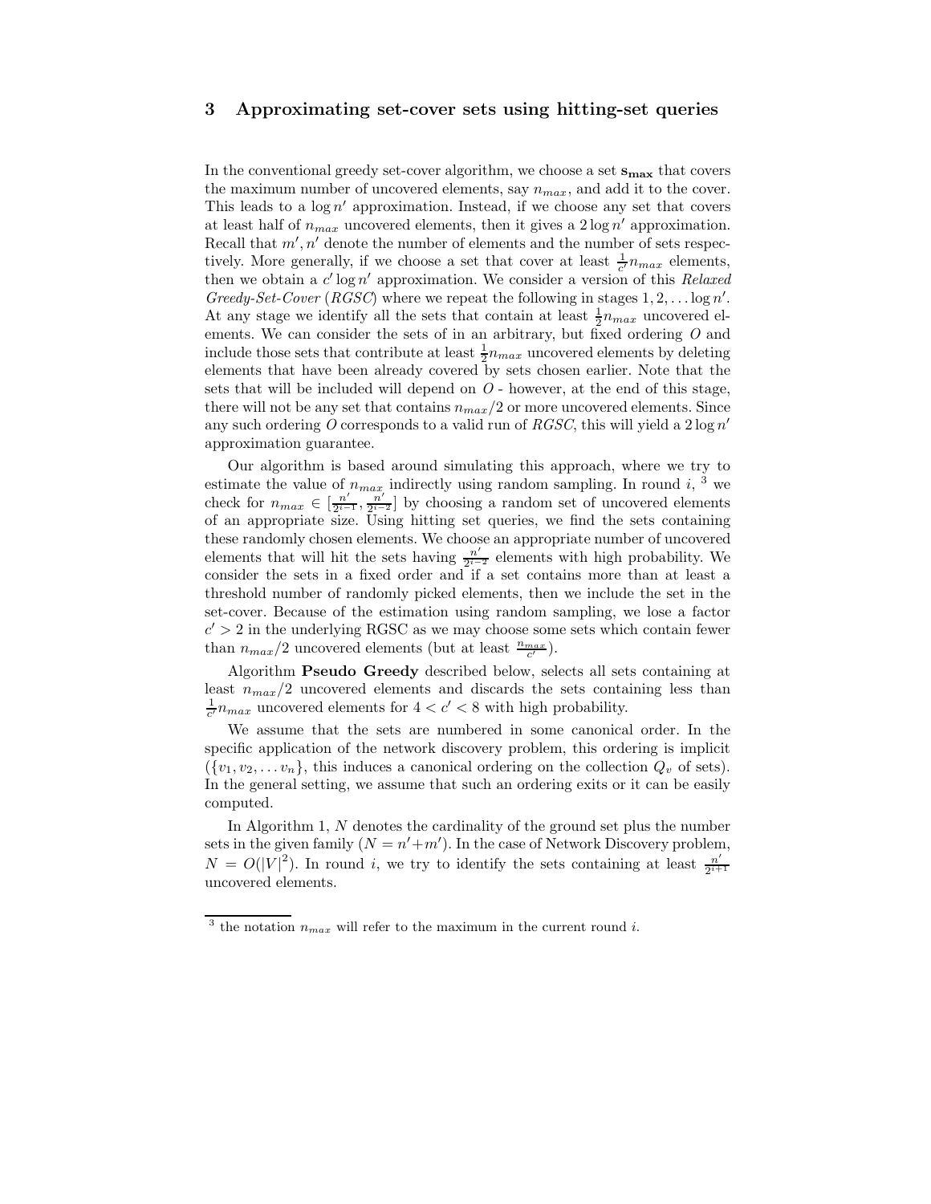## 3 Approximating set-cover sets using hitting-set queries

In the conventional greedy set-cover algorithm, we choose a set $\mathbf{s_{max}}$ that covers the maximum number of uncovered elements, say $n_{max}$, and add it to the cover. This leads to a $\log n'$ approximation. Instead, if we choose any set that covers at least half of $n_{max}$ uncovered elements, then it gives a $2 \log n'$ approximation. Recall that $m', n'$ denote the number of elements and the number of sets respectively. More generally, if we choose a set that cover at least $\frac{1}{c'} n_{max}$ elements, then we obtain a $c' \log n'$ approximation. We consider a version of this *Relaxed Greedy-Set-Cover* (*RGSC*) where we repeat the following in stages $1, 2, \ldots \log n'$. At any stage we identify all the sets that contain at least $\frac{1}{2} n_{max}$ uncovered elements. We can consider the sets of in an arbitrary, but fixed ordering $O$ and include those sets that contribute at least $\frac{1}{2} n_{max}$ uncovered elements by deleting elements that have been already covered by sets chosen earlier. Note that the sets that will be included will depend on $O$ - however, at the end of this stage, there will not be any set that contains $n_{max}/2$ or more uncovered elements. Since any such ordering $O$ corresponds to a valid run of *RGSC*, this will yield a $2 \log n'$ approximation guarantee.

Our algorithm is based around simulating this approach, where we try to estimate the value of $n_{max}$ indirectly using random sampling. In round $i$, [3] we check for $n_{max} \in [\frac{n'}{2^{i-1}}, \frac{n'}{2^{i-2}}]$ by choosing a random set of uncovered elements of an appropriate size. Using hitting set queries, we find the sets containing these randomly chosen elements. We choose an appropriate number of uncovered elements that will hit the sets having $\frac{n'}{2^{i-2}}$ elements with high probability. We consider the sets in a fixed order and if a set contains more than at least a threshold number of randomly picked elements, then we include the set in the set-cover. Because of the estimation using random sampling, we lose a factor $c' > 2$ in the underlying RGSC as we may choose some sets which contain fewer than $n_{max}/2$ uncovered elements (but at least $\frac{n_{max}}{c'}$).

Algorithm **Pseudo Greedy** described below, selects all sets containing at least $n_{max}/2$ uncovered elements and discards the sets containing less than $\frac{1}{c'} n_{max}$ uncovered elements for $4 < c' < 8$ with high probability.

We assume that the sets are numbered in some canonical order. In the specific application of the network discovery problem, this ordering is implicit ($\{v_1, v_2, \ldots v_n\}$, this induces a canonical ordering on the collection $Q_v$ of sets). In the general setting, we assume that such an ordering exits or it can be easily computed.

In Algorithm 1, $N$ denotes the cardinality of the ground set plus the number sets in the given family ($N = n' + m'$). In the case of Network Discovery problem, $N = O(|V|^2)$. In round $i$, we try to identify the sets containing at least $\frac{n'}{2^{i+1}}$ uncovered elements.

[3] the notation $n_{max}$ will refer to the maximum in the current round $i$.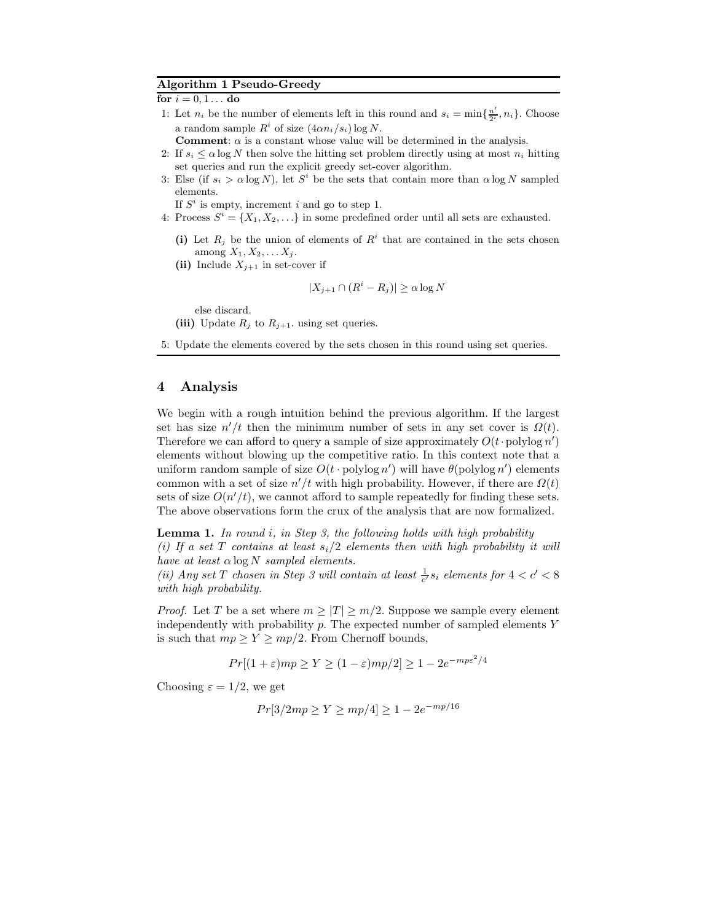**Algorithm 1 Pseudo-Greedy**

**for** $i = 0, 1 \ldots$ **do**

1: Let $n_i$ be the number of elements left in this round and $s_i = \min\{\frac{n'}{2^i}, n_i\}$. Choose a random sample $R^i$ of size $(4\alpha n_i/s_i)\log N$.
   **Comment**: $\alpha$ is a constant whose value will be determined in the analysis.

2: If $s_i \leq \alpha \log N$ then solve the hitting set problem directly using at most $n_i$ hitting set queries and run the explicit greedy set-cover algorithm.

3: Else (if $s_i > \alpha \log N$), let $S^i$ be the sets that contain more than $\alpha \log N$ sampled elements.
   If $S^i$ is empty, increment $i$ and go to step 1.

4: Process $S^i = \{X_1, X_2, \ldots\}$ in some predefined order until all sets are exhausted.

   **(i)** Let $R_j$ be the union of elements of $R^i$ that are contained in the sets chosen among $X_1, X_2, \ldots X_j$.

   **(ii)** Include $X_{j+1}$ in set-cover if

$$|X_{j+1} \cap (R^i - R_j)| \geq \alpha \log N$$

   else discard.

   **(iii)** Update $R_j$ to $R_{j+1}$. using set queries.

5: Update the elements covered by the sets chosen in this round using set queries.

## 4 Analysis

We begin with a rough intuition behind the previous algorithm. If the largest set has size $n'/t$ then the minimum number of sets in any set cover is $\Omega(t)$. Therefore we can afford to query a sample of size approximately $O(t \cdot \text{polylog}\, n')$ elements without blowing up the competitive ratio. In this context note that a uniform random sample of size $O(t \cdot \text{polylog}\, n')$ will have $\theta(\text{polylog}\, n')$ elements common with a set of size $n'/t$ with high probability. However, if there are $\Omega(t)$ sets of size $O(n'/t)$, we cannot afford to sample repeatedly for finding these sets. The above observations form the crux of the analysis that are now formalized.

**Lemma 1.** *In round $i$, in Step 3, the following holds with high probability*
*(i) If a set $T$ contains at least $s_i/2$ elements then with high probability it will have at least $\alpha \log N$ sampled elements.*
*(ii) Any set $T$ chosen in Step 3 will contain at least $\frac{1}{c'}s_i$ elements for $4 < c' < 8$ with high probability.*

*Proof.* Let $T$ be a set where $m \geq |T| \geq m/2$. Suppose we sample every element independently with probability $p$. The expected number of sampled elements $Y$ is such that $mp \geq Y \geq mp/2$. From Chernoff bounds,

$$Pr[(1+\varepsilon)mp \geq Y \geq (1-\varepsilon)mp/2] \geq 1 - 2e^{-mp\varepsilon^2/4}$$

Choosing $\varepsilon = 1/2$, we get

$$Pr[3/2mp \geq Y \geq mp/4] \geq 1 - 2e^{-mp/16}$$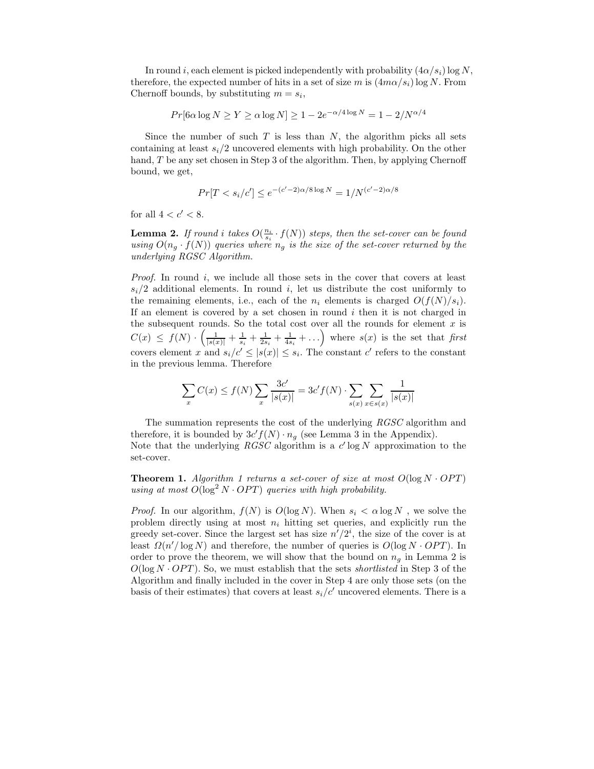In round $i$, each element is picked independently with probability $(4\alpha/s_i)\log N$, therefore, the expected number of hits in a set of size $m$ is $(4m\alpha/s_i)\log N$. From Chernoff bounds, by substituting $m = s_i$,

$$Pr[6\alpha \log N \geq Y \geq \alpha \log N] \geq 1 - 2e^{-\alpha/4 \log N} = 1 - 2/N^{\alpha/4}$$

Since the number of such $T$ is less than $N$, the algorithm picks all sets containing at least $s_i/2$ uncovered elements with high probability. On the other hand, $T$ be any set chosen in Step 3 of the algorithm. Then, by applying Chernoff bound, we get,

$$Pr[T < s_i/c'] \leq e^{-(c'-2)\alpha/8 \log N} = 1/N^{(c'-2)\alpha/8}$$

for all $4 < c' < 8$.

**Lemma 2.** *If round $i$ takes $O(\frac{n_i}{s_i} \cdot f(N))$ steps, then the set-cover can be found using $O(n_g \cdot f(N))$ queries where $n_g$ is the size of the set-cover returned by the underlying RGSC Algorithm.*

*Proof.* In round $i$, we include all those sets in the cover that covers at least $s_i/2$ additional elements. In round $i$, let us distribute the cost uniformly to the remaining elements, i.e., each of the $n_i$ elements is charged $O(f(N)/s_i)$. If an element is covered by a set chosen in round $i$ then it is not charged in the subsequent rounds. So the total cost over all the rounds for element $x$ is $C(x) \leq f(N) \cdot \left( \frac{1}{|s(x)|} + \frac{1}{s_i} + \frac{1}{2s_i} + \frac{1}{4s_i} + \ldots \right)$ where $s(x)$ is the set that *first* covers element $x$ and $s_i/c' \leq |s(x)| \leq s_i$. The constant $c'$ refers to the constant in the previous lemma. Therefore

$$\sum_x C(x) \leq f(N) \sum_x \frac{3c'}{|s(x)|} = 3c' f(N) \cdot \sum_{s(x)} \sum_{x \in s(x)} \frac{1}{|s(x)|}$$

The summation represents the cost of the underlying *RGSC* algorithm and therefore, it is bounded by $3c' f(N) \cdot n_g$ (see Lemma 3 in the Appendix).
Note that the underlying *RGSC* algorithm is a $c' \log N$ approximation to the set-cover.

**Theorem 1.** *Algorithm 1 returns a set-cover of size at most $O(\log N \cdot OPT)$ using at most $O(\log^2 N \cdot OPT)$ queries with high probability.*

*Proof.* In our algorithm, $f(N)$ is $O(\log N)$. When $s_i < \alpha \log N$ , we solve the problem directly using at most $n_i$ hitting set queries, and explicitly run the greedy set-cover. Since the largest set has size $n'/2^i$, the size of the cover is at least $\Omega(n'/\log N)$ and therefore, the number of queries is $O(\log N \cdot OPT)$. In order to prove the theorem, we will show that the bound on $n_g$ in Lemma 2 is $O(\log N \cdot OPT)$. So, we must establish that the sets *shortlisted* in Step 3 of the Algorithm and finally included in the cover in Step 4 are only those sets (on the basis of their estimates) that covers at least $s_i/c'$ uncovered elements. There is a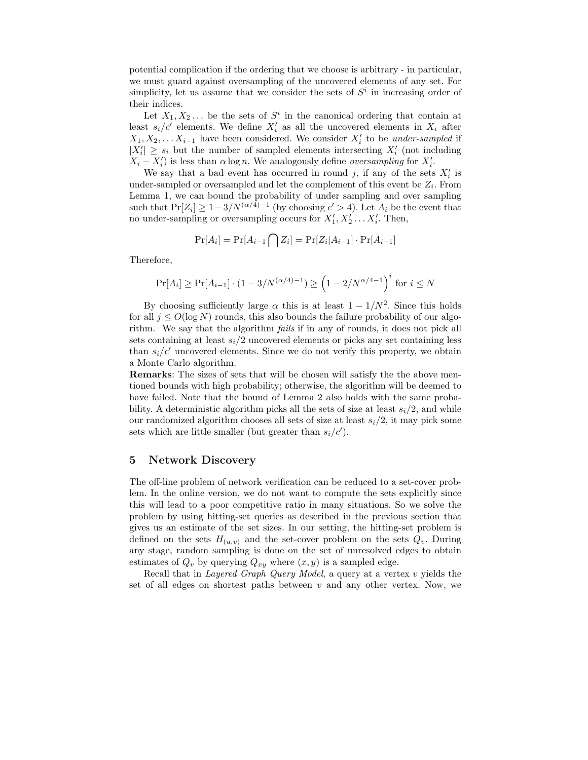potential complication if the ordering that we choose is arbitrary - in particular, we must guard against oversampling of the uncovered elements of any set. For simplicity, let us assume that we consider the sets of $S^i$ in increasing order of their indices.

Let $X_1, X_2 \ldots$ be the sets of $S^i$ in the canonical ordering that contain at least $s_i/c'$ elements. We define $X_i'$ as all the uncovered elements in $X_i$ after $X_1, X_2, \ldots X_{i-1}$ have been considered. We consider $X_i'$ to be *under-sampled* if $|X_i'| \geq s_i$ but the number of sampled elements intersecting $X_i'$ (not including $X_i - X_i'$) is less than $\alpha \log n$. We analogously define *oversampling* for $X_i'$.

We say that a bad event has occurred in round $j$, if any of the sets $X_i'$ is under-sampled or oversampled and let the complement of this event be $Z_i$. From Lemma 1, we can bound the probability of under sampling and over sampling such that $\Pr[Z_i] \geq 1 - 3/N^{(\alpha/4)-1}$ (by choosing $c' > 4$). Let $A_i$ be the event that no under-sampling or oversampling occurs for $X_1', X_2' \ldots X_i'$. Then,

$$\Pr[A_i] = \Pr[A_{i-1} \bigcap Z_i] = \Pr[Z_i | A_{i-1}] \cdot \Pr[A_{i-1}]$$

Therefore,

$$\Pr[A_i] \geq \Pr[A_{i-1}] \cdot (1 - 3/N^{(\alpha/4)-1}) \geq \left(1 - 2/N^{\alpha/4-1}\right)^i \text{ for } i \leq N$$

By choosing sufficiently large $\alpha$ this is at least $1 - 1/N^2$. Since this holds for all $j \leq O(\log N)$ rounds, this also bounds the failure probability of our algorithm. We say that the algorithm *fails* if in any of rounds, it does not pick all sets containing at least $s_i/2$ uncovered elements or picks any set containing less than $s_i/c'$ uncovered elements. Since we do not verify this property, we obtain a Monte Carlo algorithm.

**Remarks**: The sizes of sets that will be chosen will satisfy the the above mentioned bounds with high probability; otherwise, the algorithm will be deemed to have failed. Note that the bound of Lemma 2 also holds with the same probability. A deterministic algorithm picks all the sets of size at least $s_i/2$, and while our randomized algorithm chooses all sets of size at least $s_i/2$, it may pick some sets which are little smaller (but greater than $s_i/c'$).

## 5 Network Discovery

The off-line problem of network verification can be reduced to a set-cover problem. In the online version, we do not want to compute the sets explicitly since this will lead to a poor competitive ratio in many situations. So we solve the problem by using hitting-set queries as described in the previous section that gives us an estimate of the set sizes. In our setting, the hitting-set problem is defined on the sets $H_{(u,v)}$ and the set-cover problem on the sets $Q_v$. During any stage, random sampling is done on the set of unresolved edges to obtain estimates of $Q_v$ by querying $Q_{xy}$ where $(x, y)$ is a sampled edge.

Recall that in *Layered Graph Query Model*, a query at a vertex $v$ yields the set of all edges on shortest paths between $v$ and any other vertex. Now, we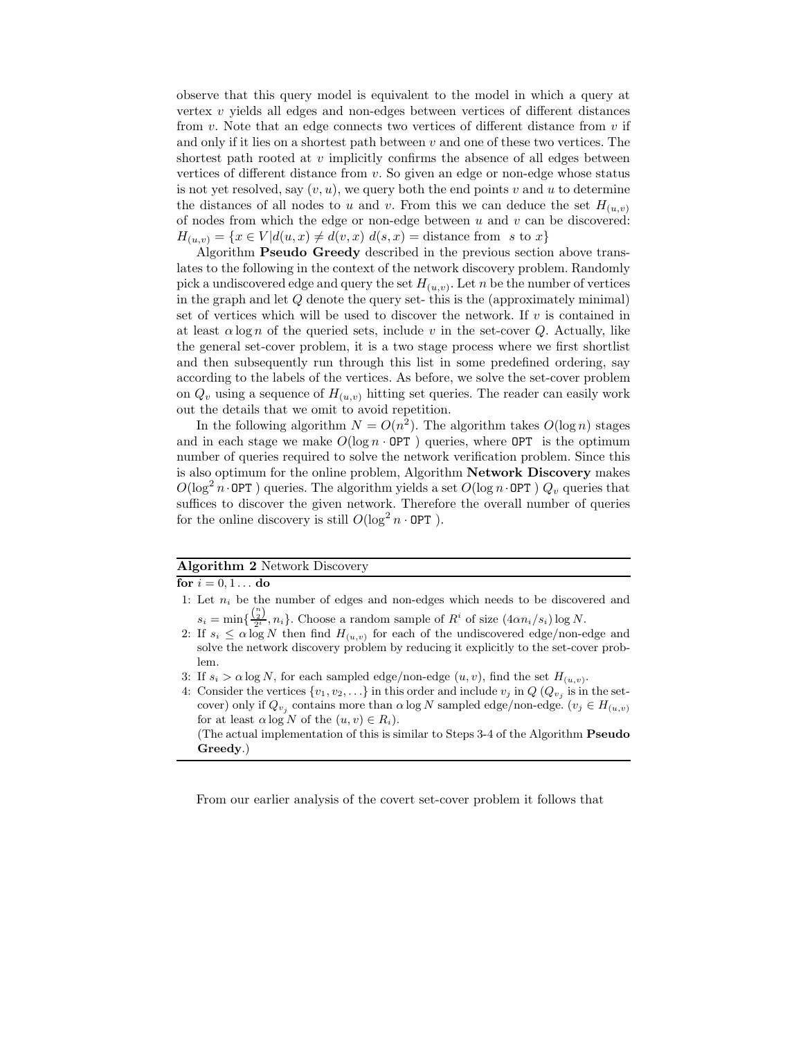observe that this query model is equivalent to the model in which a query at vertex $v$ yields all edges and non-edges between vertices of different distances from $v$. Note that an edge connects two vertices of different distance from $v$ if and only if it lies on a shortest path between $v$ and one of these two vertices. The shortest path rooted at $v$ implicitly confirms the absence of all edges between vertices of different distance from $v$. So given an edge or non-edge whose status is not yet resolved, say $(v, u)$, we query both the end points $v$ and $u$ to determine the distances of all nodes to $u$ and $v$. From this we can deduce the set $H_{(u,v)}$ of nodes from which the edge or non-edge between $u$ and $v$ can be discovered: $H_{(u,v)} = \{x \in V | d(u, x) \neq d(v, x) \; d(s, x) = \text{distance from } \; s \text{ to } x\}$

Algorithm **Pseudo Greedy** described in the previous section above translates to the following in the context of the network discovery problem. Randomly pick a undiscovered edge and query the set $H_{(u,v)}$. Let $n$ be the number of vertices in the graph and let $Q$ denote the query set- this is the (approximately minimal) set of vertices which will be used to discover the network. If $v$ is contained in at least $\alpha \log n$ of the queried sets, include $v$ in the set-cover $Q$. Actually, like the general set-cover problem, it is a two stage process where we first shortlist and then subsequently run through this list in some predefined ordering, say according to the labels of the vertices. As before, we solve the set-cover problem on $Q_v$ using a sequence of $H_{(u,v)}$ hitting set queries. The reader can easily work out the details that we omit to avoid repetition.

In the following algorithm $N = O(n^2)$. The algorithm takes $O(\log n)$ stages and in each stage we make $O(\log n \cdot \texttt{OPT})$ queries, where $\texttt{OPT}$ is the optimum number of queries required to solve the network verification problem. Since this is also optimum for the online problem, Algorithm **Network Discovery** makes $O(\log^2 n \cdot \texttt{OPT})$ queries. The algorithm yields a set $O(\log n \cdot \texttt{OPT})$ $Q_v$ queries that suffices to discover the given network. Therefore the overall number of queries for the online discovery is still $O(\log^2 n \cdot \texttt{OPT})$.

---

**Algorithm 2** Network Discovery

---

**for** $i = 0, 1 \dots$ **do**

1: Let $n_i$ be the number of edges and non-edges which needs to be discovered and $s_i = \min\{\frac{\binom{n}{2}}{2^i}, n_i\}$. Choose a random sample of $R^i$ of size $(4\alpha n_i / s_i) \log N$.

2: If $s_i \leq \alpha \log N$ then find $H_{(u,v)}$ for each of the undiscovered edge/non-edge and solve the network discovery problem by reducing it explicitly to the set-cover problem.

3: If $s_i > \alpha \log N$, for each sampled edge/non-edge $(u, v)$, find the set $H_{(u,v)}$.

4: Consider the vertices $\{v_1, v_2, \dots\}$ in this order and include $v_j$ in $Q$ ($Q_{v_j}$ is in the set-cover) only if $Q_{v_j}$ contains more than $\alpha \log N$ sampled edge/non-edge. ($v_j \in H_{(u,v)}$ for at least $\alpha \log N$ of the $(u, v) \in R_i$).
(The actual implementation of this is similar to Steps 3-4 of the Algorithm **Pseudo Greedy**.)

---

From our earlier analysis of the covert set-cover problem it follows that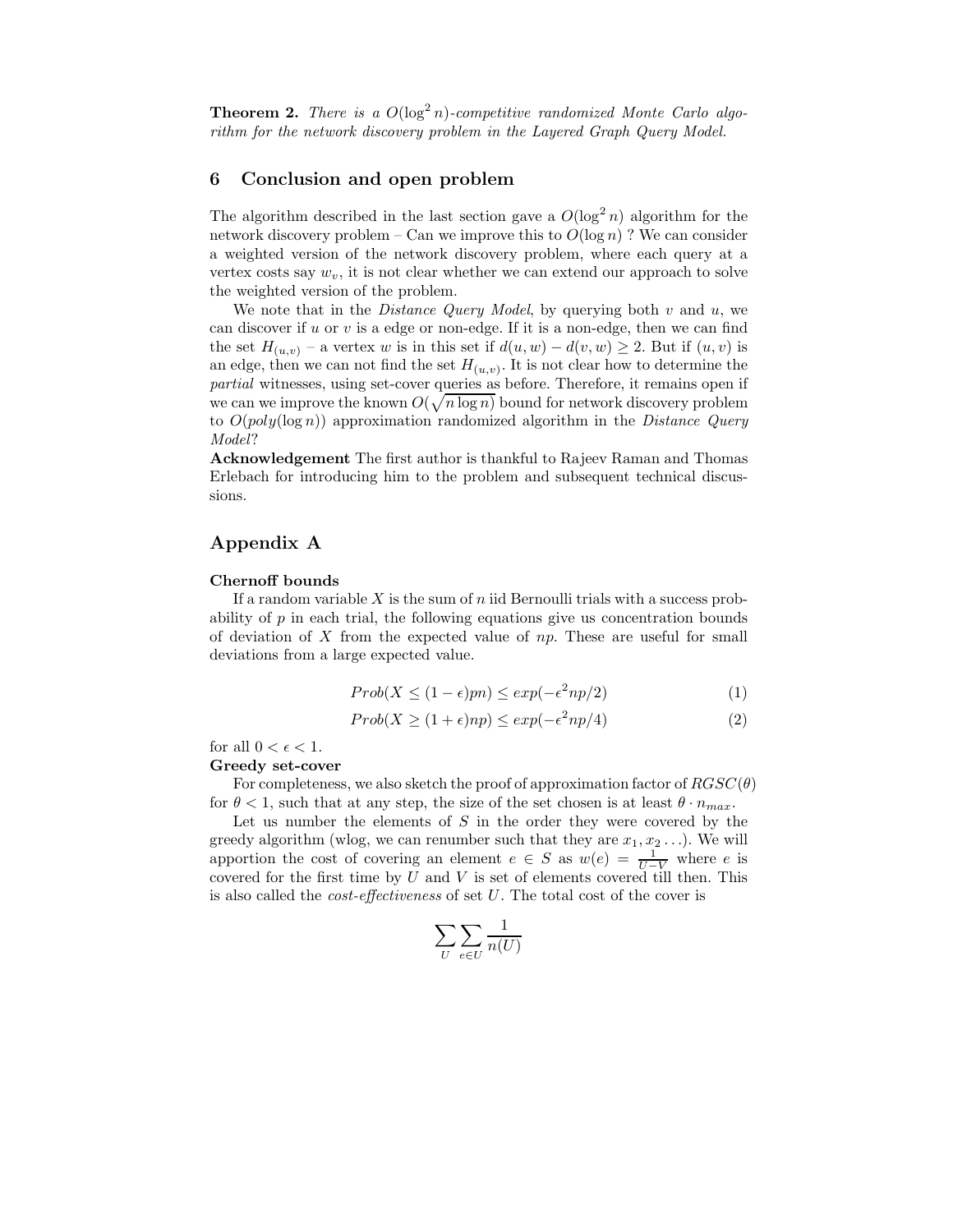**Theorem 2.** *There is a $O(\log^2 n)$-competitive randomized Monte Carlo algorithm for the network discovery problem in the Layered Graph Query Model.*

## 6 Conclusion and open problem

The algorithm described in the last section gave a $O(\log^2 n)$ algorithm for the network discovery problem – Can we improve this to $O(\log n)$ ? We can consider a weighted version of the network discovery problem, where each query at a vertex costs say $w_v$, it is not clear whether we can extend our approach to solve the weighted version of the problem.

We note that in the *Distance Query Model*, by querying both $v$ and $u$, we can discover if $u$ or $v$ is a edge or non-edge. If it is a non-edge, then we can find the set $H_{(u,v)}$ – a vertex $w$ is in this set if $d(u,w) - d(v,w) \geq 2$. But if $(u,v)$ is an edge, then we can not find the set $H_{(u,v)}$. It is not clear how to determine the *partial* witnesses, using set-cover queries as before. Therefore, it remains open if we can we improve the known $O(\sqrt{n \log n})$ bound for network discovery problem to $O(poly(\log n))$ approximation randomized algorithm in the *Distance Query Model*?

**Acknowledgement** The first author is thankful to Rajeev Raman and Thomas Erlebach for introducing him to the problem and subsequent technical discussions.

## Appendix A

**Chernoff bounds**

If a random variable $X$ is the sum of $n$ iid Bernoulli trials with a success probability of $p$ in each trial, the following equations give us concentration bounds of deviation of $X$ from the expected value of $np$. These are useful for small deviations from a large expected value.

$$Prob(X \leq (1-\epsilon)pn) \leq exp(-\epsilon^2 np/2) \tag{1}$$

$$Prob(X \geq (1+\epsilon)np) \leq exp(-\epsilon^2 np/4) \tag{2}$$

for all $0 < \epsilon < 1$.

**Greedy set-cover**

For completeness, we also sketch the proof of approximation factor of $RGSC(\theta)$ for $\theta < 1$, such that at any step, the size of the set chosen is at least $\theta \cdot n_{max}$.

Let us number the elements of $S$ in the order they were covered by the greedy algorithm (wlog, we can renumber such that they are $x_1, x_2 \ldots$). We will apportion the cost of covering an element $e \in S$ as $w(e) = \frac{1}{U-V}$ where $e$ is covered for the first time by $U$ and $V$ is set of elements covered till then. This is also called the *cost-effectiveness* of set $U$. The total cost of the cover is

$$\sum_{U} \sum_{e \in U} \frac{1}{n(U)}$$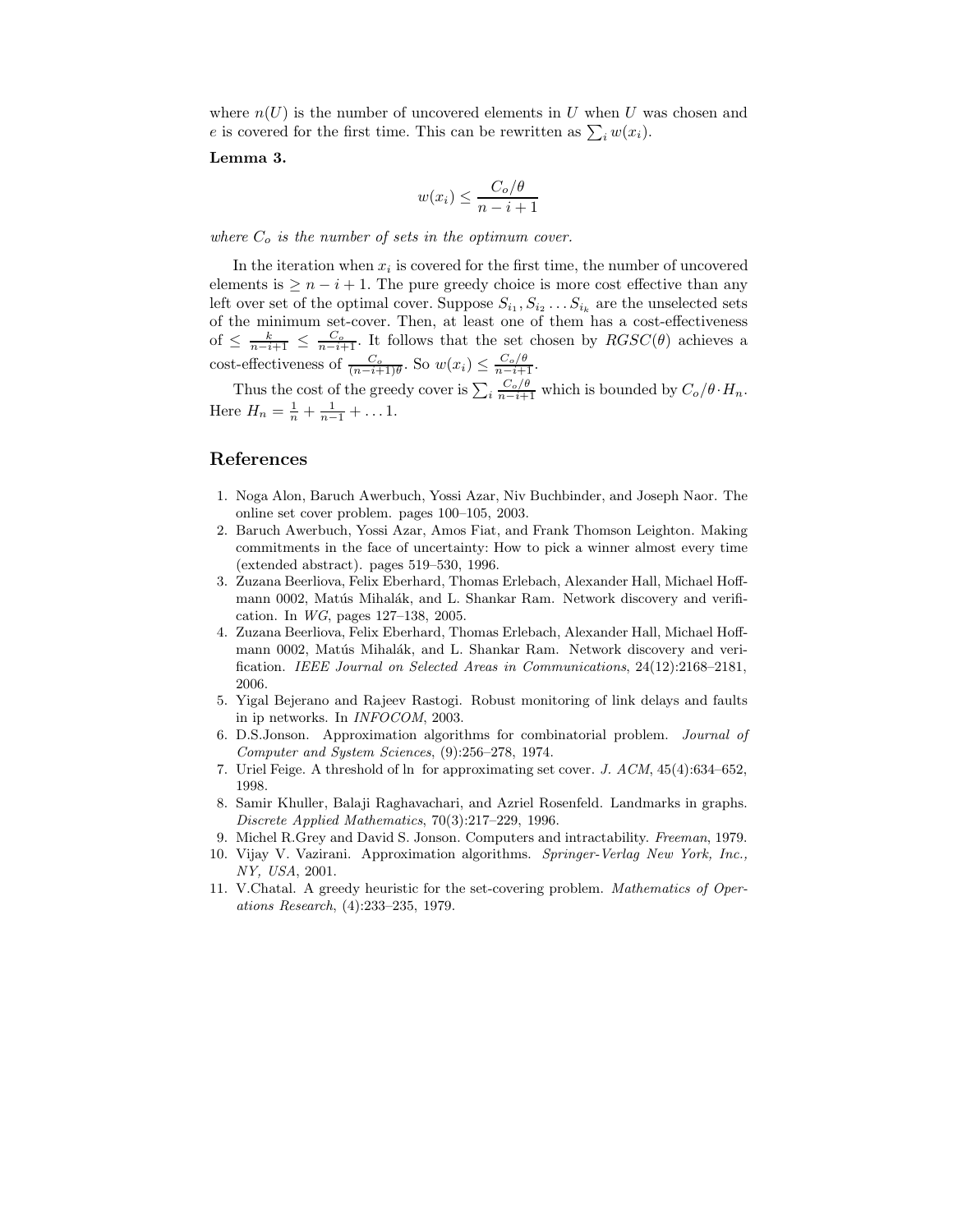where $n(U)$ is the number of uncovered elements in $U$ when $U$ was chosen and $e$ is covered for the first time. This can be rewritten as $\sum_i w(x_i)$.

**Lemma 3.**

$$w(x_i) \leq \frac{C_o/\theta}{n-i+1}$$

*where $C_o$ is the number of sets in the optimum cover.*

In the iteration when $x_i$ is covered for the first time, the number of uncovered elements is $\geq n-i+1$. The pure greedy choice is more cost effective than any left over set of the optimal cover. Suppose $S_{i_1}, S_{i_2} \ldots S_{i_k}$ are the unselected sets of the minimum set-cover. Then, at least one of them has a cost-effectiveness of $\leq \frac{k}{n-i+1} \leq \frac{C_o}{n-i+1}$. It follows that the set chosen by $RGSC(\theta)$ achieves a cost-effectiveness of $\frac{C_o}{(n-i+1)\theta}$. So $w(x_i) \leq \frac{C_o/\theta}{n-i+1}$.

Thus the cost of the greedy cover is $\sum_i \frac{C_o/\theta}{n-i+1}$ which is bounded by $C_o/\theta \cdot H_n$. Here $H_n = \frac{1}{n} + \frac{1}{n-1} + \ldots 1$.

## References

1. Noga Alon, Baruch Awerbuch, Yossi Azar, Niv Buchbinder, and Joseph Naor. The online set cover problem. pages 100–105, 2003.
2. Baruch Awerbuch, Yossi Azar, Amos Fiat, and Frank Thomson Leighton. Making commitments in the face of uncertainty: How to pick a winner almost every time (extended abstract). pages 519–530, 1996.
3. Zuzana Beerliova, Felix Eberhard, Thomas Erlebach, Alexander Hall, Michael Hoffmann 0002, Matús Mihalák, and L. Shankar Ram. Network discovery and verification. In *WG*, pages 127–138, 2005.
4. Zuzana Beerliova, Felix Eberhard, Thomas Erlebach, Alexander Hall, Michael Hoffmann 0002, Matús Mihalák, and L. Shankar Ram. Network discovery and verification. *IEEE Journal on Selected Areas in Communications*, 24(12):2168–2181, 2006.
5. Yigal Bejerano and Rajeev Rastogi. Robust monitoring of link delays and faults in ip networks. In *INFOCOM*, 2003.
6. D.S.Jonson. Approximation algorithms for combinatorial problem. *Journal of Computer and System Sciences*, (9):256–278, 1974.
7. Uriel Feige. A threshold of ln for approximating set cover. *J. ACM*, 45(4):634–652, 1998.
8. Samir Khuller, Balaji Raghavachari, and Azriel Rosenfeld. Landmarks in graphs. *Discrete Applied Mathematics*, 70(3):217–229, 1996.
9. Michel R.Grey and David S. Jonson. Computers and intractability. *Freeman*, 1979.
10. Vijay V. Vazirani. Approximation algorithms. *Springer-Verlag New York, Inc., NY, USA*, 2001.
11. V.Chatal. A greedy heuristic for the set-covering problem. *Mathematics of Operations Research*, (4):233–235, 1979.